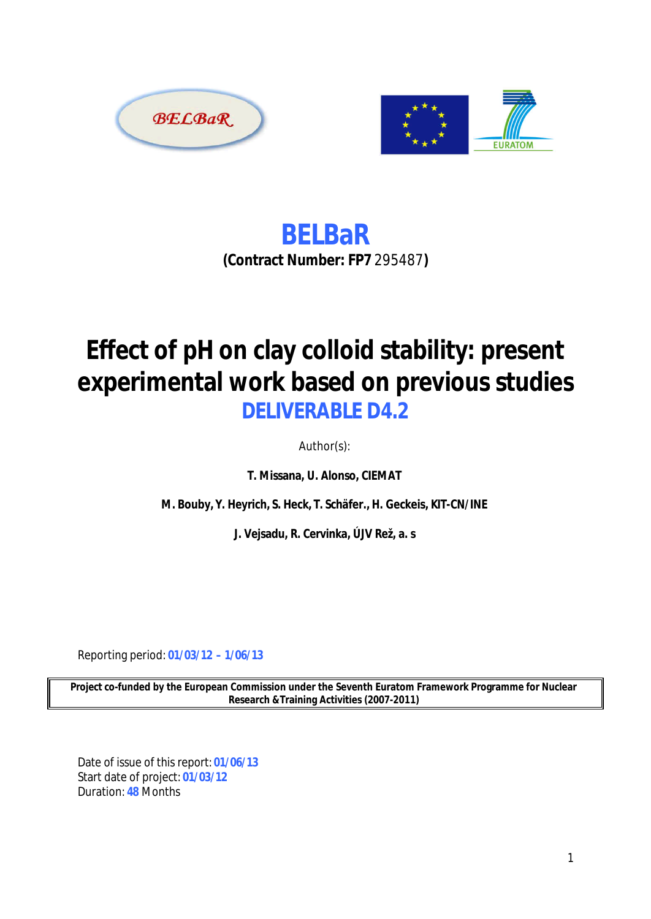# BELBaR

**(Contract Number: FP7** 295487**)**

# Effect of pH on clay colloid stability: present experimental work based on previous studies

## DELIVERABLE D4.2

Author(s):

**T. Missana, U. Alonso, CIEMAT**

**M. Bouby, Y. Heyrich, S. Heck, T. Schäfer., H. Geckeis, KIT-CN/INE**

**J. Vejsadu, R. Cervinka, ÚJV Rež, a. s**

Reporting period: **01/03/12 – 1/06/13**

| **Project co-funded by the European Commission under the Seventh Euratom Framework Programme for Nuclear Research &Training Activities (2007-2011)** |
|---|

Date of issue of this report: **01/06/13**
Start date of project: **01/03/12**
Duration: **48** Months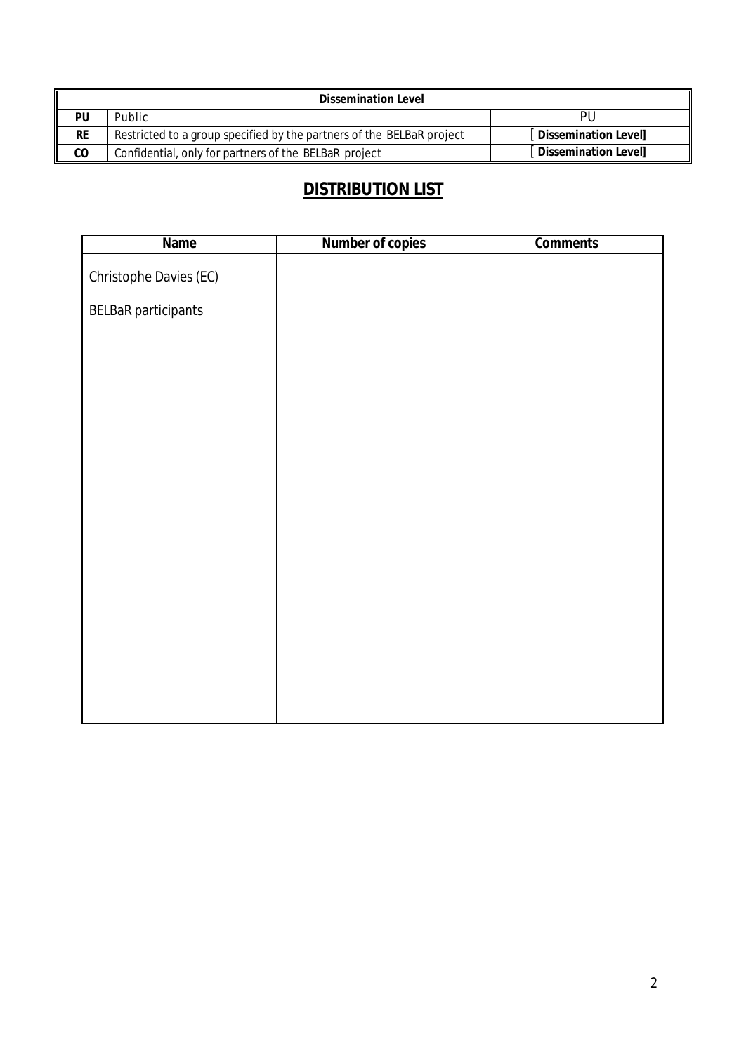| Dissemination Level | | |
|---|---|---|
| **PU** | Public | PU |
| **RE** | Restricted to a group specified by the partners of the BELBaR project | [ **Dissemination Level]** |
| **CO** | Confidential, only for partners of the BELBaR project | [ **Dissemination Level]** |

# DISTRIBUTION LIST

| Name | Number of copies | Comments |
|---|---|---|
| Christophe Davies (EC) | | |
| BELBaR participants | | |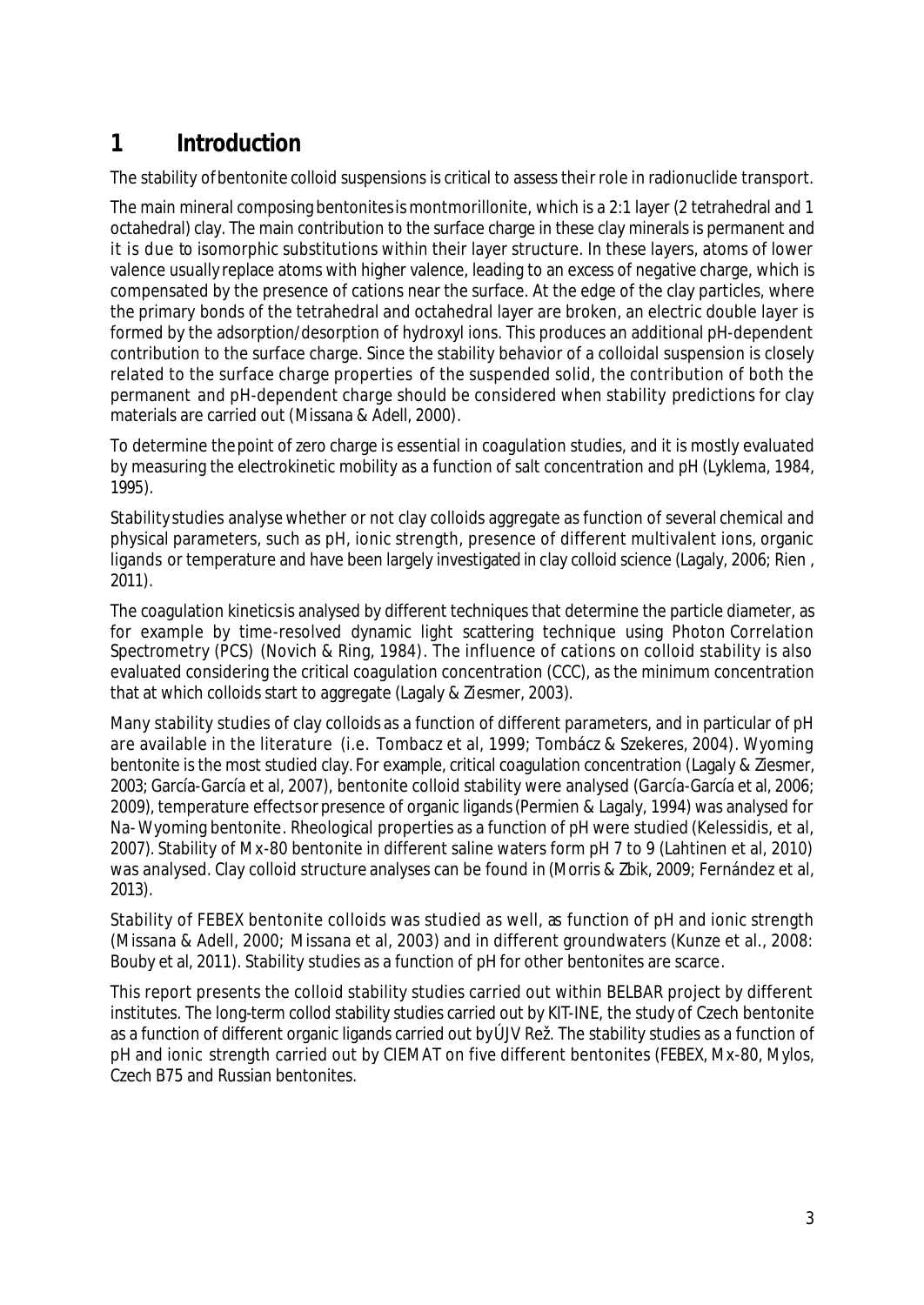# 1 Introduction

The stability of bentonite colloid suspensions is critical to assess their role in radionuclide transport.

The main mineral composing bentonites is montmorillonite, which is a 2:1 layer (2 tetrahedral and 1 octahedral) clay. The main contribution to the surface charge in these clay minerals is permanent and it is due to isomorphic substitutions within their layer structure. In these layers, atoms of lower valence usually replace atoms with higher valence, leading to an excess of negative charge, which is compensated by the presence of cations near the surface. At the edge of the clay particles, where the primary bonds of the tetrahedral and octahedral layer are broken, an electric double layer is formed by the adsorption/desorption of hydroxyl ions. This produces an additional pH-dependent contribution to the surface charge. Since the stability behavior of a colloidal suspension is closely related to the surface charge properties of the suspended solid, the contribution of both the permanent and pH-dependent charge should be considered when stability predictions for clay materials are carried out (Missana & Adell, 2000).

To determine the point of zero charge is essential in coagulation studies, and it is mostly evaluated by measuring the electrokinetic mobility as a function of salt concentration and pH (Lyklema, 1984, 1995).

Stability studies analyse whether or not clay colloids aggregate as function of several chemical and physical parameters, such as pH, ionic strength, presence of different multivalent ions, organic ligands or temperature and have been largely investigated in clay colloid science (Lagaly, 2006; Rien , 2011).

The coagulation kinetics is analysed by different techniques that determine the particle diameter, as for example by time-resolved dynamic light scattering technique using Photon Correlation Spectrometry (PCS) (Novich & Ring, 1984). The influence of cations on colloid stability is also evaluated considering the critical coagulation concentration (CCC), as the minimum concentration that at which colloids start to aggregate (Lagaly & Ziesmer, 2003).

Many stability studies of clay colloids as a function of different parameters, and in particular of pH are available in the literature (i.e. Tombacz et al, 1999; Tombácz & Szekeres, 2004). Wyoming bentonite is the most studied clay. For example, critical coagulation concentration (Lagaly & Ziesmer, 2003; García-García et al, 2007), bentonite colloid stability were analysed (García-García et al, 2006; 2009), temperature effects or presence of organic ligands (Permien & Lagaly, 1994) was analysed for Na-Wyoming bentonite. Rheological properties as a function of pH were studied (Kelessidis, et al, 2007). Stability of Mx-80 bentonite in different saline waters form pH 7 to 9 (Lahtinen et al, 2010) was analysed. Clay colloid structure analyses can be found in (Morris & Zbik, 2009; Fernández et al, 2013).

Stability of FEBEX bentonite colloids was studied as well, as function of pH and ionic strength (Missana & Adell, 2000; Missana et al, 2003) and in different groundwaters (Kunze et al., 2008: Bouby et al, 2011). Stability studies as a function of pH for other bentonites are scarce.

This report presents the colloid stability studies carried out within BELBAR project by different institutes. The long-term collod stability studies carried out by KIT-INE, the study of Czech bentonite as a function of different organic ligands carried out by ÚJV Řež. The stability studies as a function of pH and ionic strength carried out by CIEMAT on five different bentonites (FEBEX, Mx-80, Mylos, Czech B75 and Russian bentonites.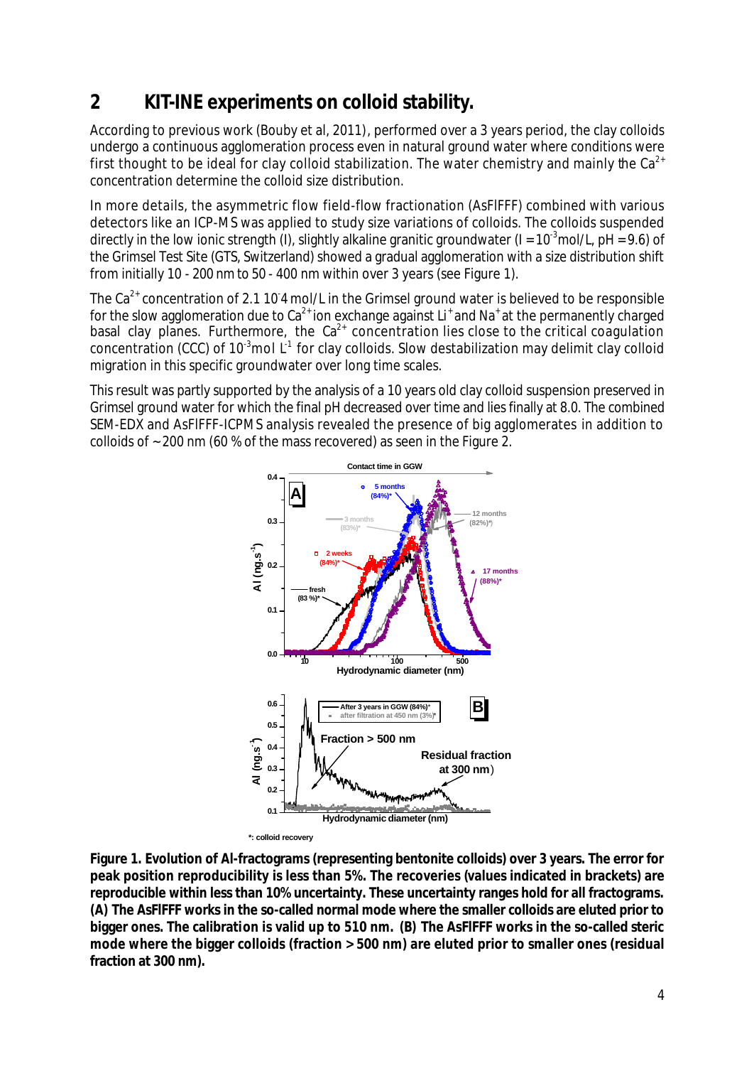## 2 KIT-INE experiments on colloid stability.

According to previous work (Bouby et al, 2011), performed over a 3 years period, the clay colloids undergo a continuous agglomeration process even in natural ground water where conditions were first thought to be ideal for clay colloid stabilization. The water chemistry and mainly the $Ca^{2+}$ concentration determine the colloid size distribution.

In more details, the asymmetric flow field-flow fractionation (AsFlFFF) combined with various detectors like an ICP-MS was applied to study size variations of colloids. The colloids suspended directly in the low ionic strength (I), slightly alkaline granitic groundwater ($I = 10^{-3}$ mol/L, pH = 9.6) of the Grimsel Test Site (GTS, Switzerland) showed a gradual agglomeration with a size distribution shift from initially 10 - 200 nm to 50 - 400 nm within over 3 years (see Figure 1).

The $Ca^{2+}$ concentration of $2.1\ 10^{-4}$ mol/L in the Grimsel ground water is believed to be responsible for the slow agglomeration due to $Ca^{2+}$ ion exchange against $Li^+$ and $Na^+$ at the permanently charged basal clay planes. Furthermore, the $Ca^{2+}$ concentration lies close to the critical coagulation concentration (CCC) of $10^{-3}$ mol $L^{-1}$ for clay colloids. Slow destabilization may delimit clay colloid migration in this specific groundwater over long time scales.

This result was partly supported by the analysis of a 10 years old clay colloid suspension preserved in Grimsel ground water for which the final pH decreased over time and lies finally at 8.0. The combined SEM-EDX and AsFlFFF-ICPMS analysis revealed the presence of big agglomerates in addition to colloids of ~200 nm (60 % of the mass recovered) as seen in the Figure 2.

**Figure 1. Evolution of Al-fractograms (representing bentonite colloids) over 3 years. The error for peak position reproducibility is less than 5%. The recoveries (values indicated in brackets) are reproducible within less than 10% uncertainty. These uncertainty ranges hold for all fractograms. (A) The AsFlFFF works in the so-called normal mode where the smaller colloids are eluted prior to bigger ones. The calibration is valid up to 510 nm. (B) The AsFlFFF works in the so-called steric mode where the bigger colloids (fraction > 500 nm) are eluted prior to smaller ones (residual fraction at 300 nm).**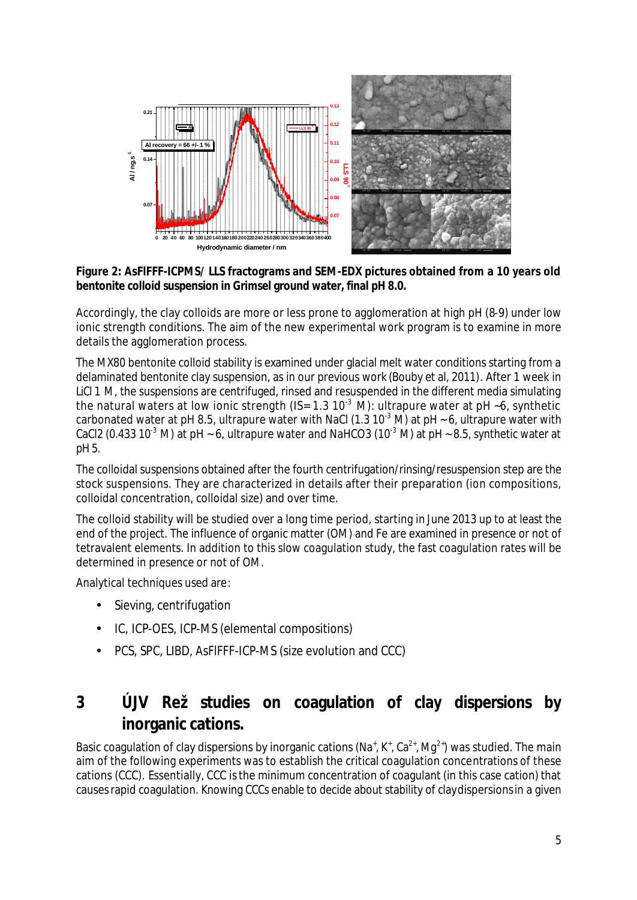**Figure 2: AsFlFFF-ICPMS/ LLS fractograms and SEM-EDX pictures obtained from a 10 years old bentonite colloid suspension in Grimsel ground water, final pH 8.0.**

Accordingly, the clay colloids are more or less prone to agglomeration at high pH (8-9) under low ionic strength conditions. The aim of the new experimental work program is to examine in more details the agglomeration process.

The MX80 bentonite colloid stability is examined under glacial melt water conditions starting from a delaminated bentonite clay suspension, as in our previous work (Bouby et al, 2011). After 1 week in LiCl 1 M, the suspensions are centrifuged, rinsed and resuspended in the different media simulating the natural waters at low ionic strength (IS= $1.3 \; 10^{-3}$ M): ultrapure water at pH ~6, synthetic carbonated water at pH 8.5, ultrapure water with NaCl ($1.3 \; 10^{-3}$ M) at pH ~ 6, ultrapure water with $CaCl_2$ ($0.433 \; 10^{-3}$ M) at pH ~ 6, ultrapure water and $NaHCO_3$ ($10^{-3}$ M) at pH ~ 8.5, synthetic water at pH 5.

The colloidal suspensions obtained after the fourth centrifugation/rinsing/resuspension step are the stock suspensions. They are characterized in details after their preparation (ion compositions, colloidal concentration, colloidal size) and over time.

The colloid stability will be studied over a long time period, starting in June 2013 up to at least the end of the project. The influence of organic matter (OM) and Fe are examined in presence or not of tetravalent elements. In addition to this slow coagulation study, the fast coagulation rates will be determined in presence or not of OM.

Analytical techniques used are:

- Sieving, centrifugation
- IC, ICP-OES, ICP-MS (elemental compositions)
- PCS, SPC, LIBD, AsFlFFF-ICP-MS (size evolution and CCC)

# 3 ÚJV Řež studies on coagulation of clay dispersions by inorganic cations.

Basic coagulation of clay dispersions by inorganic cations ($Na^{+}$, $K^{+}$, $Ca^{2+}$, $Mg^{2+}$) was studied. The main aim of the following experiments was to establish the critical coagulation concentrations of these cations (CCC). Essentially, CCC is the minimum concentration of coagulant (in this case cation) that causes rapid coagulation. Knowing CCCs enable to decide about stability of clay dispersions in a given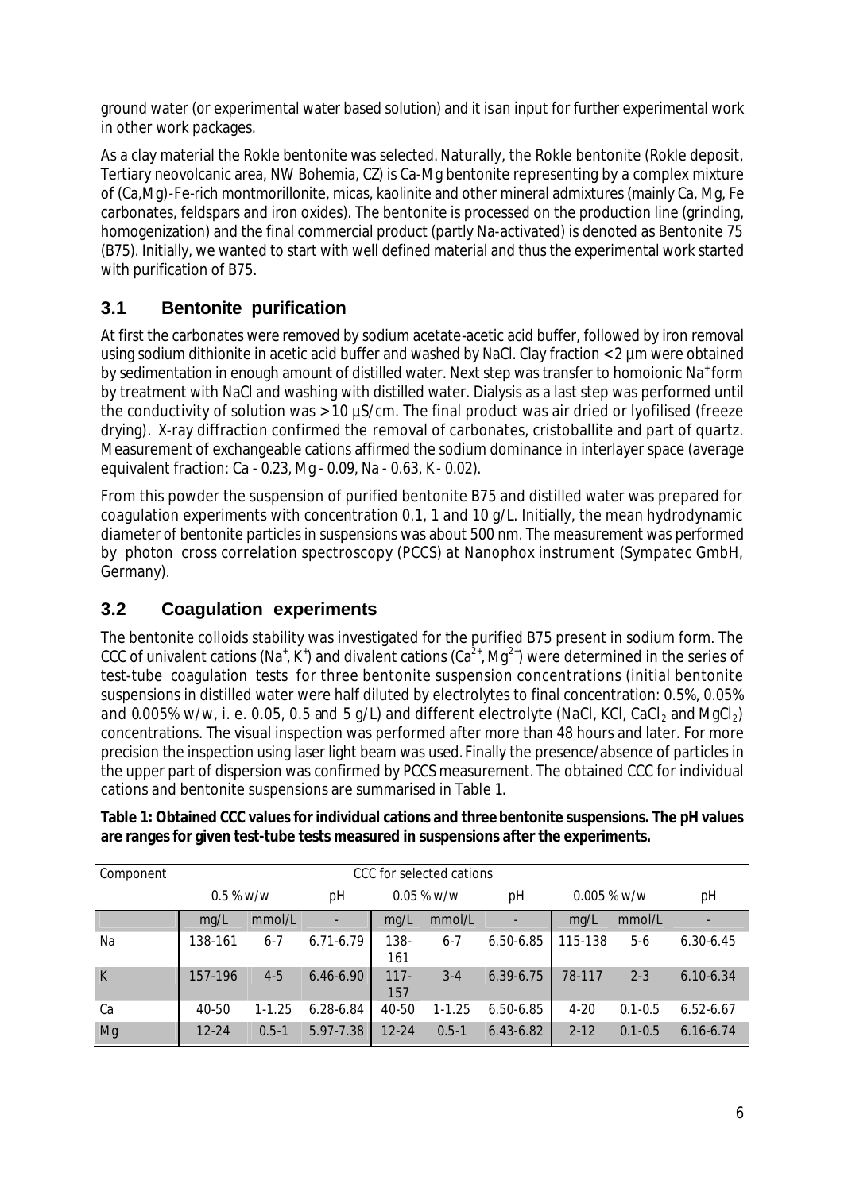ground water (or experimental water based solution) and it isan input for further experimental work in other work packages.

As a clay material the Rokle bentonite was selected. Naturally, the Rokle bentonite (Rokle deposit, Tertiary neovolcanic area, NW Bohemia, CZ) is Ca-Mg bentonite representing by a complex mixture of (Ca,Mg)-Fe-rich montmorillonite, micas, kaolinite and other mineral admixtures (mainly Ca, Mg, Fe carbonates, feldspars and iron oxides). The bentonite is processed on the production line (grinding, homogenization) and the final commercial product (partly Na-activated) is denoted as Bentonite 75 (B75). Initially, we wanted to start with well defined material and thus the experimental work started with purification of B75.

## 3.1 Bentonite purification

At first the carbonates were removed by sodium acetate-acetic acid buffer, followed by iron removal using sodium dithionite in acetic acid buffer and washed by NaCl. Clay fraction < 2 µm were obtained by sedimentation in enough amount of distilled water. Next step was transfer to homoionic $Na^+$ form by treatment with NaCl and washing with distilled water. Dialysis as a last step was performed until the conductivity of solution was > 10 µS/cm. The final product was air dried or lyofilised (freeze drying). X-ray diffraction confirmed the removal of carbonates, cristoballite and part of quartz. Measurement of exchangeable cations affirmed the sodium dominance in interlayer space (average equivalent fraction: Ca - 0.23, Mg - 0.09, Na - 0.63, K - 0.02).

From this powder the suspension of purified bentonite B75 and distilled water was prepared for coagulation experiments with concentration 0.1, 1 and 10 g/L. Initially, the mean hydrodynamic diameter of bentonite particles in suspensions was about 500 nm. The measurement was performed by photon cross correlation spectroscopy (PCCS) at Nanophox instrument (Sympatec GmbH, Germany).

## 3.2 Coagulation experiments

The bentonite colloids stability was investigated for the purified B75 present in sodium form. The CCC of univalent cations ($Na^+$, $K^+$) and divalent cations ($Ca^{2+}$, $Mg^{2+}$) were determined in the series of test-tube coagulation tests for three bentonite suspension concentrations (initial bentonite suspensions in distilled water were half diluted by electrolytes to final concentration: 0.5%, 0.05% and 0.005% w/w, i. e. 0.05, 0.5 and 5 g/L) and different electrolyte (NaCl, KCl, $CaCl_2$ and $MgCl_2$) concentrations. The visual inspection was performed after more than 48 hours and later. For more precision the inspection using laser light beam was used. Finally the presence/absence of particles in the upper part of dispersion was confirmed by PCCS measurement. The obtained CCC for individual cations and bentonite suspensions are summarised in Table 1.

**Table 1: Obtained CCC values for individual cations and three bentonite suspensions. The pH values are ranges for given test-tube tests measured in suspensions after the experiments.**

| Component | CCC for selected cations | | | | | | | | |
|---|---|---|---|---|---|---|---|---|---|
| | 0.5 % w/w | | pH | 0.05 % w/w | | pH | 0.005 % w/w | | pH |
| | mg/L | mmol/L | - | mg/L | mmol/L | - | mg/L | mmol/L | - |
| Na | 138-161 | 6-7 | 6.71-6.79 | 138-161 | 6-7 | 6.50-6.85 | 115-138 | 5-6 | 6.30-6.45 |
| K | 157-196 | 4-5 | 6.46-6.90 | 117-157 | 3-4 | 6.39-6.75 | 78-117 | 2-3 | 6.10-6.34 |
| Ca | 40-50 | 1-1.25 | 6.28-6.84 | 40-50 | 1-1.25 | 6.50-6.85 | 4-20 | 0.1-0.5 | 6.52-6.67 |
| Mg | 12-24 | 0.5-1 | 5.97-7.38 | 12-24 | 0.5-1 | 6.43-6.82 | 2-12 | 0.1-0.5 | 6.16-6.74 |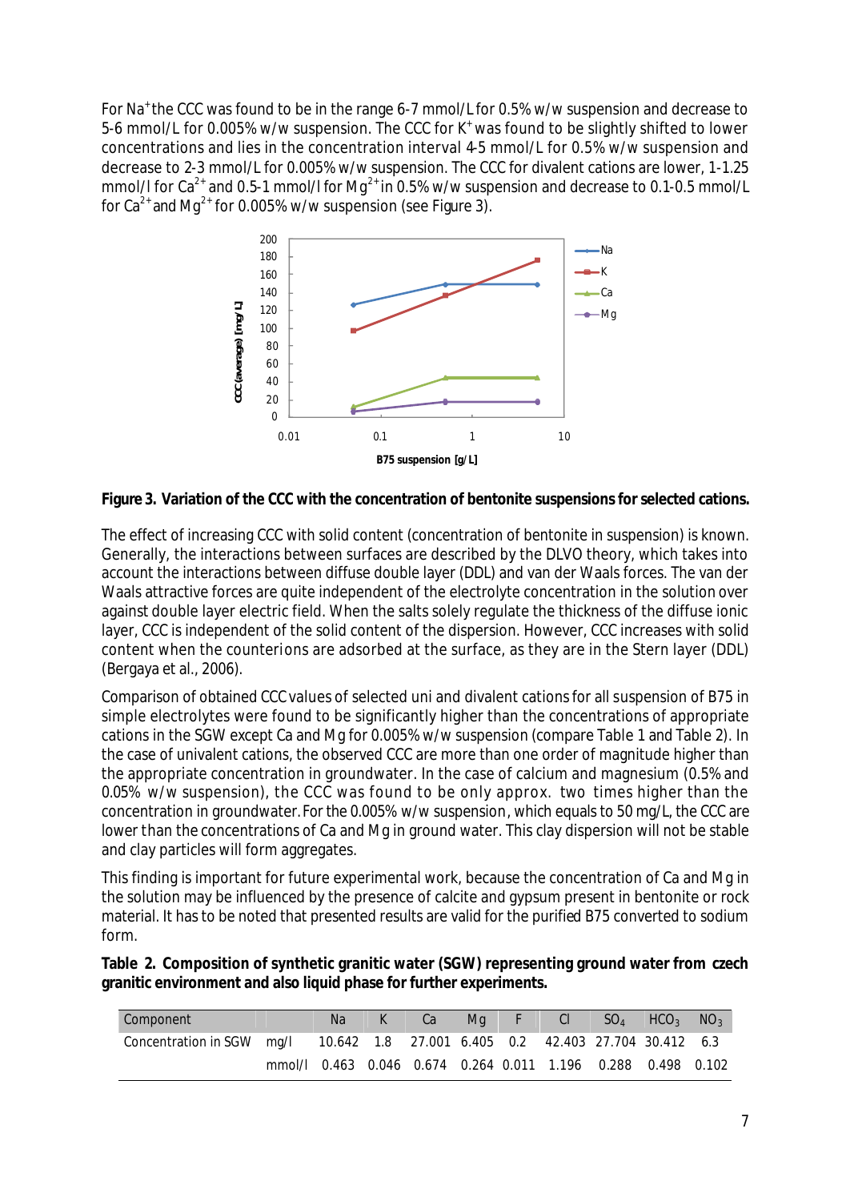For $Na^{+}$ the CCC was found to be in the range 6-7 mmol/L for 0.5% w/w suspension and decrease to 5-6 mmol/L for 0.005% w/w suspension. The CCC for $K^{+}$ was found to be slightly shifted to lower concentrations and lies in the concentration interval 4-5 mmol/L for 0.5% w/w suspension and decrease to 2-3 mmol/L for 0.005% w/w suspension. The CCC for divalent cations are lower, 1-1.25 mmol/l for $Ca^{2+}$ and 0.5-1 mmol/l for $Mg^{2+}$ in 0.5% w/w suspension and decrease to 0.1-0.5 mmol/L for $Ca^{2+}$ and $Mg^{2+}$ for 0.005% w/w suspension (see Figure 3).

**Figure 3. Variation of the CCC with the concentration of bentonite suspensions for selected cations.**

The effect of increasing CCC with solid content (concentration of bentonite in suspension) is known. Generally, the interactions between surfaces are described by the DLVO theory, which takes into account the interactions between diffuse double layer (DDL) and van der Waals forces. The van der Waals attractive forces are quite independent of the electrolyte concentration in the solution over against double layer electric field. When the salts solely regulate the thickness of the diffuse ionic layer, CCC is independent of the solid content of the dispersion. However, CCC increases with solid content when the counterions are adsorbed at the surface, as they are in the Stern layer (DDL) (Bergaya et al., 2006).

Comparison of obtained CCC values of selected uni and divalent cations for all suspension of B75 in simple electrolytes were found to be significantly higher than the concentrations of appropriate cations in the SGW except Ca and Mg for 0.005% w/w suspension (compare Table 1 and Table 2). In the case of univalent cations, the observed CCC are more than one order of magnitude higher than the appropriate concentration in groundwater. In the case of calcium and magnesium (0.5% and 0.05% w/w suspension), the CCC was found to be only approx. two times higher than the concentration in groundwater. For the 0.005% w/w suspension, which equals to 50 mg/L, the CCC are lower than the concentrations of Ca and Mg in ground water. This clay dispersion will not be stable and clay particles will form aggregates.

This finding is important for future experimental work, because the concentration of Ca and Mg in the solution may be influenced by the presence of calcite and gypsum present in bentonite or rock material. It has to be noted that presented results are valid for the purified B75 converted to sodium form.

**Table 2. Composition of synthetic granitic water (SGW) representing ground water from czech granitic environment and also liquid phase for further experiments.**

| Component | | Na | K | Ca | Mg | F | Cl | $SO_4$ | $HCO_3$ | $NO_3$ |
|---|---|---|---|---|---|---|---|---|---|---|
| Concentration in SGW | mg/l | 10.642 | 1.8 | 27.001 | 6.405 | 0.2 | 42.403 | 27.704 | 30.412 | 6.3 |
| | mmol/l | 0.463 | 0.046 | 0.674 | 0.264 | 0.011 | 1.196 | 0.288 | 0.498 | 0.102 |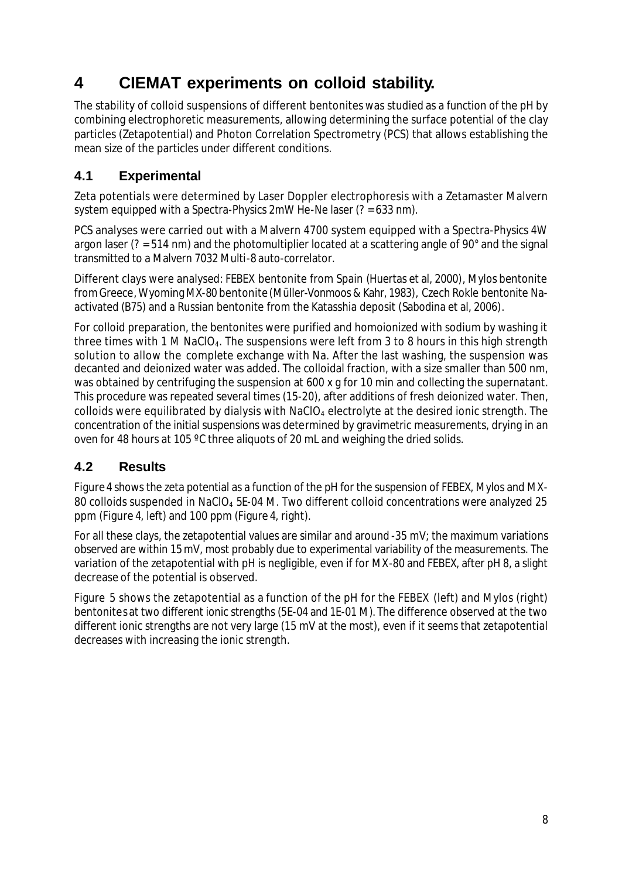# 4 CIEMAT experiments on colloid stability.

The stability of colloid suspensions of different bentonites was studied as a function of the pH by combining electrophoretic measurements, allowing determining the surface potential of the clay particles (Zetapotential) and Photon Correlation Spectrometry (PCS) that allows establishing the mean size of the particles under different conditions.

## 4.1 Experimental

Zeta potentials were determined by Laser Doppler electrophoresis with a Zetamaster Malvern system equipped with a Spectra-Physics 2mW He-Ne laser (? = 633 nm).

PCS analyses were carried out with a Malvern 4700 system equipped with a Spectra-Physics 4W argon laser (? = 514 nm) and the photomultiplier located at a scattering angle of 90° and the signal transmitted to a Malvern 7032 Multi-8 auto-correlator.

Different clays were analysed: FEBEX bentonite from Spain (Huertas et al, 2000), Mylos bentonite from Greece, Wyoming MX-80 bentonite (Müller-Vonmoos & Kahr, 1983), Czech Rokle bentonite Na-activated (B75) and a Russian bentonite from the Katasshia deposit (Sabodina et al, 2006).

For colloid preparation, the bentonites were purified and homoionized with sodium by washing it three times with 1 M $NaClO_4$. The suspensions were left from 3 to 8 hours in this high strength solution to allow the complete exchange with Na. After the last washing, the suspension was decanted and deionized water was added. The colloidal fraction, with a size smaller than 500 nm, was obtained by centrifuging the suspension at 600 x g for 10 min and collecting the supernatant. This procedure was repeated several times (15-20), after additions of fresh deionized water. Then, colloids were equilibrated by dialysis with $NaClO_4$ electrolyte at the desired ionic strength. The concentration of the initial suspensions was determined by gravimetric measurements, drying in an oven for 48 hours at 105 ºC three aliquots of 20 mL and weighing the dried solids.

## 4.2 Results

Figure 4 shows the zeta potential as a function of the pH for the suspension of FEBEX, Mylos and MX-80 colloids suspended in $NaClO_4$ 5E-04 M. Two different colloid concentrations were analyzed 25 ppm (Figure 4, left) and 100 ppm (Figure 4, right).

For all these clays, the zetapotential values are similar and around -35 mV; the maximum variations observed are within 15 mV, most probably due to experimental variability of the measurements. The variation of the zetapotential with pH is negligible, even if for MX-80 and FEBEX, after pH 8, a slight decrease of the potential is observed.

Figure 5 shows the zetapotential as a function of the pH for the FEBEX (left) and Mylos (right) bentonites at two different ionic strengths (5E-04 and 1E-01 M). The difference observed at the two different ionic strengths are not very large (15 mV at the most), even if it seems that zetapotential decreases with increasing the ionic strength.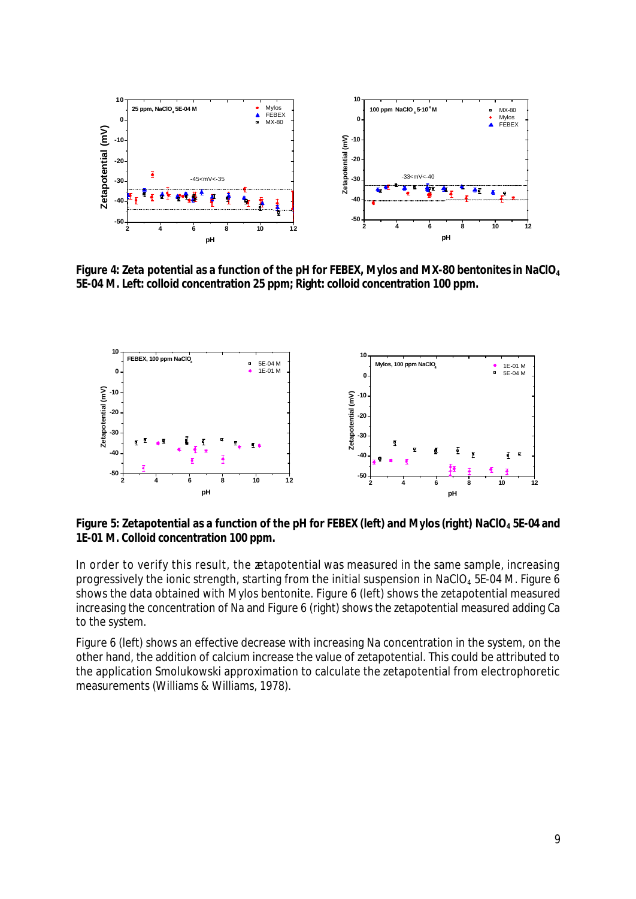**Figure 4: Zeta potential as a function of the pH for FEBEX, Mylos and MX-80 bentonites in $NaClO_4$ 5E-04 M. Left: colloid concentration 25 ppm; Right: colloid concentration 100 ppm.**

**Figure 5: Zetapotential as a function of the pH for FEBEX (left) and Mylos (right) $NaClO_4$ 5E-04 and 1E-01 M. Colloid concentration 100 ppm.**

In order to verify this result, the zetapotential was measured in the same sample, increasing progressively the ionic strength, starting from the initial suspension in $NaClO_4$ 5E-04 M. Figure 6 shows the data obtained with Mylos bentonite. Figure 6 (left) shows the zetapotential measured increasing the concentration of Na and Figure 6 (right) shows the zetapotential measured adding Ca to the system.

Figure 6 (left) shows an effective decrease with increasing Na concentration in the system, on the other hand, the addition of calcium increase the value of zetapotential. This could be attributed to the application Smolukowski approximation to calculate the zetapotential from electrophoretic measurements (Williams & Williams, 1978).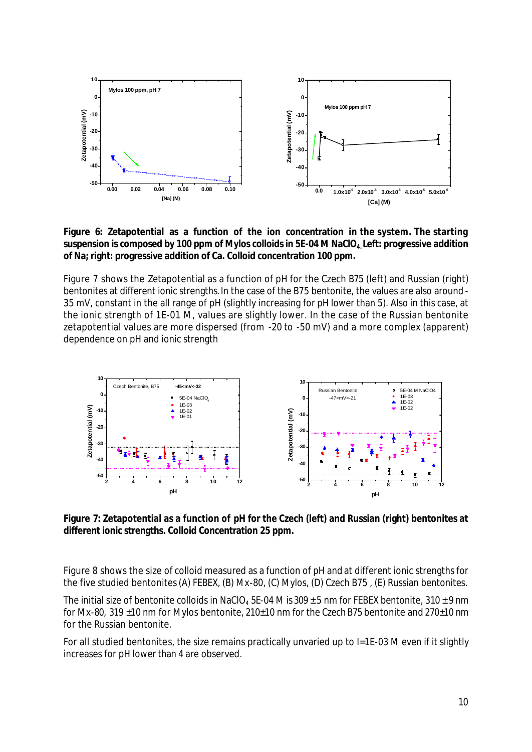**Figure 6: Zetapotential as a function of the ion concentration in the system. The starting suspension is composed by 100 ppm of Mylos colloids in 5E-04 M $NaClO_4$. Left: progressive addition of Na; right: progressive addition of Ca. Colloid concentration 100 ppm.**

Figure 7 shows the Zetapotential as a function of pH for the Czech B75 (left) and Russian (right) bentonites at different ionic strengths. In the case of the B75 bentonite, the values are also around -35 mV, constant in the all range of pH (slightly increasing for pH lower than 5). Also in this case, at the ionic strength of 1E-01 M, values are slightly lower. In the case of the Russian bentonite zetapotential values are more dispersed (from -20 to -50 mV) and a more complex (apparent) dependence on pH and ionic strength

**Figure 7: Zetapotential as a function of pH for the Czech (left) and Russian (right) bentonites at different ionic strengths. Colloid Concentration 25 ppm.**

Figure 8 shows the size of colloid measured as a function of pH and at different ionic strengths for the five studied bentonites (A) FEBEX, (B) Mx-80, (C) Mylos, (D) Czech B75 , (E) Russian bentonites.

The initial size of bentonite colloids in $NaClO_4$ 5E-04 M is 309 ± 5 nm for FEBEX bentonite, 310 ± 9 nm for Mx-80, 319 ±10 nm for Mylos bentonite, 210±10 nm for the Czech B75 bentonite and 270±10 nm for the Russian bentonite.

For all studied bentonites, the size remains practically unvaried up to I=1E-03 M even if it slightly increases for pH lower than 4 are observed.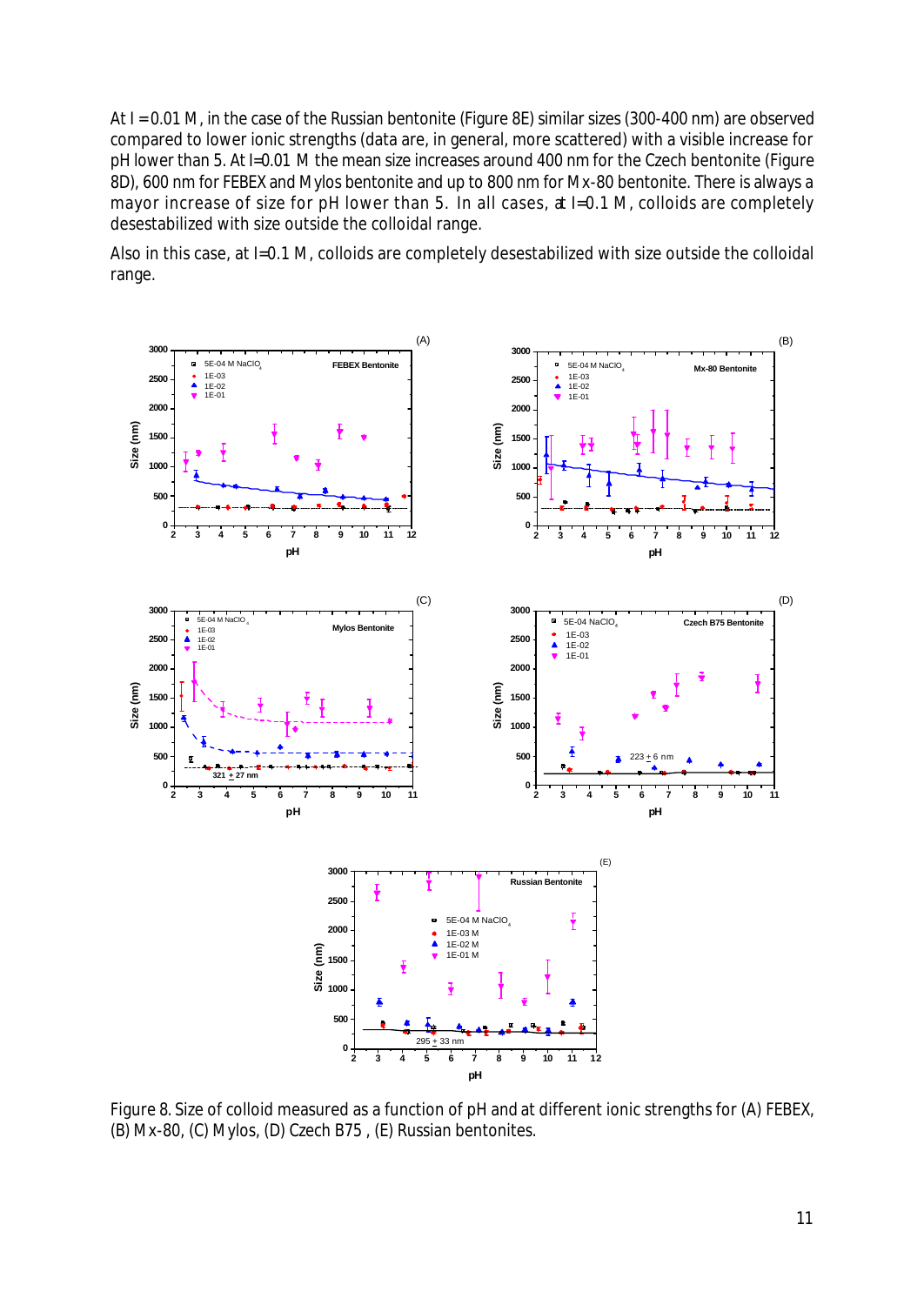At I = 0.01 M, in the case of the Russian bentonite (Figure 8E) similar sizes (300-400 nm) are observed compared to lower ionic strengths (data are, in general, more scattered) with a visible increase for pH lower than 5. At I=0.01 M the mean size increases around 400 nm for the Czech bentonite (Figure 8D), 600 nm for FEBEX and Mylos bentonite and up to 800 nm for Mx-80 bentonite. There is always a mayor increase of size for pH lower than 5. In all cases, at I=0.1 M, colloids are completely desestabilized with size outside the colloidal range.

Also in this case, at I=0.1 M, colloids are completely desestabilized with size outside the colloidal range.

Figure 8. Size of colloid measured as a function of pH and at different ionic strengths for (A) FEBEX, (B) Mx-80, (C) Mylos, (D) Czech B75 , (E) Russian bentonites.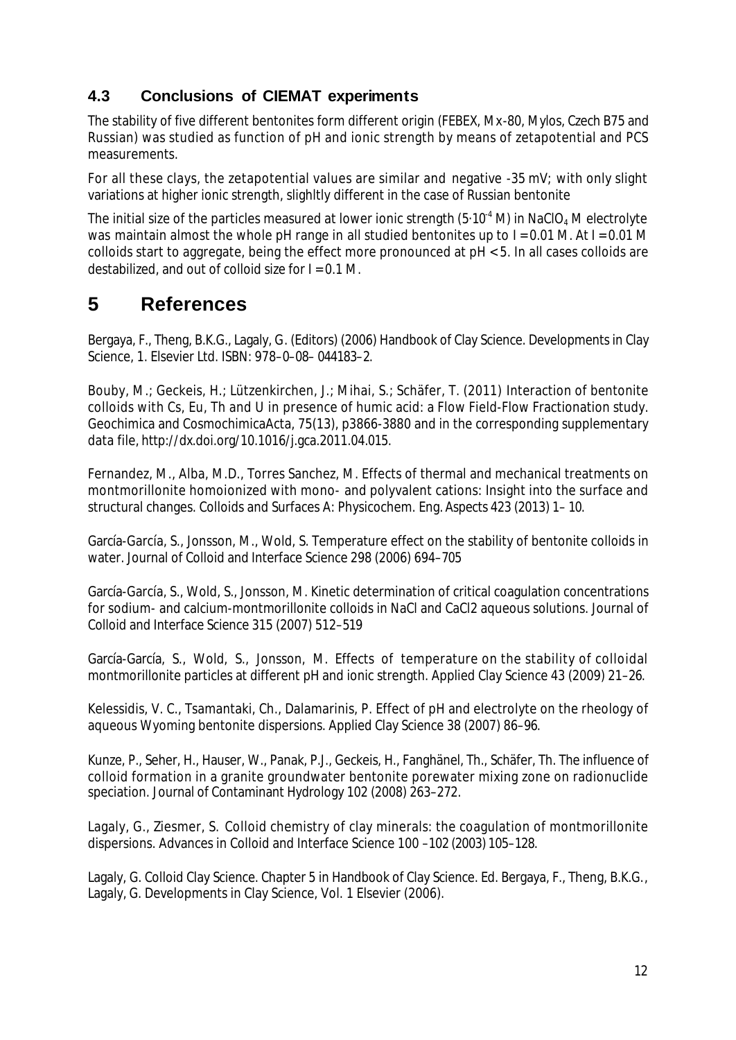### 4.3 Conclusions of CIEMAT experiments

The stability of five different bentonites form different origin (FEBEX, Mx-80, Mylos, Czech B75 and Russian) was studied as function of pH and ionic strength by means of zetapotential and PCS measurements.

For all these clays, the zetapotential values are similar and negative -35 mV; with only slight variations at higher ionic strength, slighltly different in the case of Russian bentonite

The initial size of the particles measured at lower ionic strength ($5 \cdot 10^{-4}$ M) in $NaClO_4$ M electrolyte was maintain almost the whole pH range in all studied bentonites up to I = 0.01 M. At I = 0.01 M colloids start to aggregate, being the effect more pronounced at pH < 5. In all cases colloids are destabilized, and out of colloid size for I = 0.1 M.

# 5 References

Bergaya, F., Theng, B.K.G., Lagaly, G. (Editors) (2006) Handbook of Clay Science. Developments in Clay Science, 1. Elsevier Ltd. ISBN: 978–0–08– 044183–2.

Bouby, M.; Geckeis, H.; Lützenkirchen, J.; Mihai, S.; Schäfer, T. (2011) Interaction of bentonite colloids with Cs, Eu, Th and U in presence of humic acid: a Flow Field-Flow Fractionation study. Geochimica and CosmochimicaActa, 75(13), p3866-3880 and in the corresponding supplementary data file, http://dx.doi.org/10.1016/j.gca.2011.04.015.

Fernandez, M., Alba, M.D., Torres Sanchez, M. Effects of thermal and mechanical treatments on montmorillonite homoionized with mono- and polyvalent cations: Insight into the surface and structural changes. Colloids and Surfaces A: Physicochem. Eng. Aspects 423 (2013) 1– 10.

García-García, S., Jonsson, M., Wold, S. Temperature effect on the stability of bentonite colloids in water. Journal of Colloid and Interface Science 298 (2006) 694–705

García-García, S., Wold, S., Jonsson, M. Kinetic determination of critical coagulation concentrations for sodium- and calcium-montmorillonite colloids in NaCl and CaCl2 aqueous solutions. Journal of Colloid and Interface Science 315 (2007) 512–519

García-García, S., Wold, S., Jonsson, M. Effects of temperature on the stability of colloidal montmorillonite particles at different pH and ionic strength. Applied Clay Science 43 (2009) 21–26.

Kelessidis, V. C., Tsamantaki, Ch., Dalamarinis, P. Effect of pH and electrolyte on the rheology of aqueous Wyoming bentonite dispersions. Applied Clay Science 38 (2007) 86–96.

Kunze, P., Seher, H., Hauser, W., Panak, P.J., Geckeis, H., Fanghänel, Th., Schäfer, Th. The influence of colloid formation in a granite groundwater bentonite porewater mixing zone on radionuclide speciation. Journal of Contaminant Hydrology 102 (2008) 263–272.

Lagaly, G., Ziesmer, S. Colloid chemistry of clay minerals: the coagulation of montmorillonite dispersions. Advances in Colloid and Interface Science 100 –102 (2003) 105–128.

Lagaly, G. Colloid Clay Science. Chapter 5 in Handbook of Clay Science. Ed. Bergaya, F., Theng, B.K.G., Lagaly, G. Developments in Clay Science, Vol. 1 Elsevier (2006).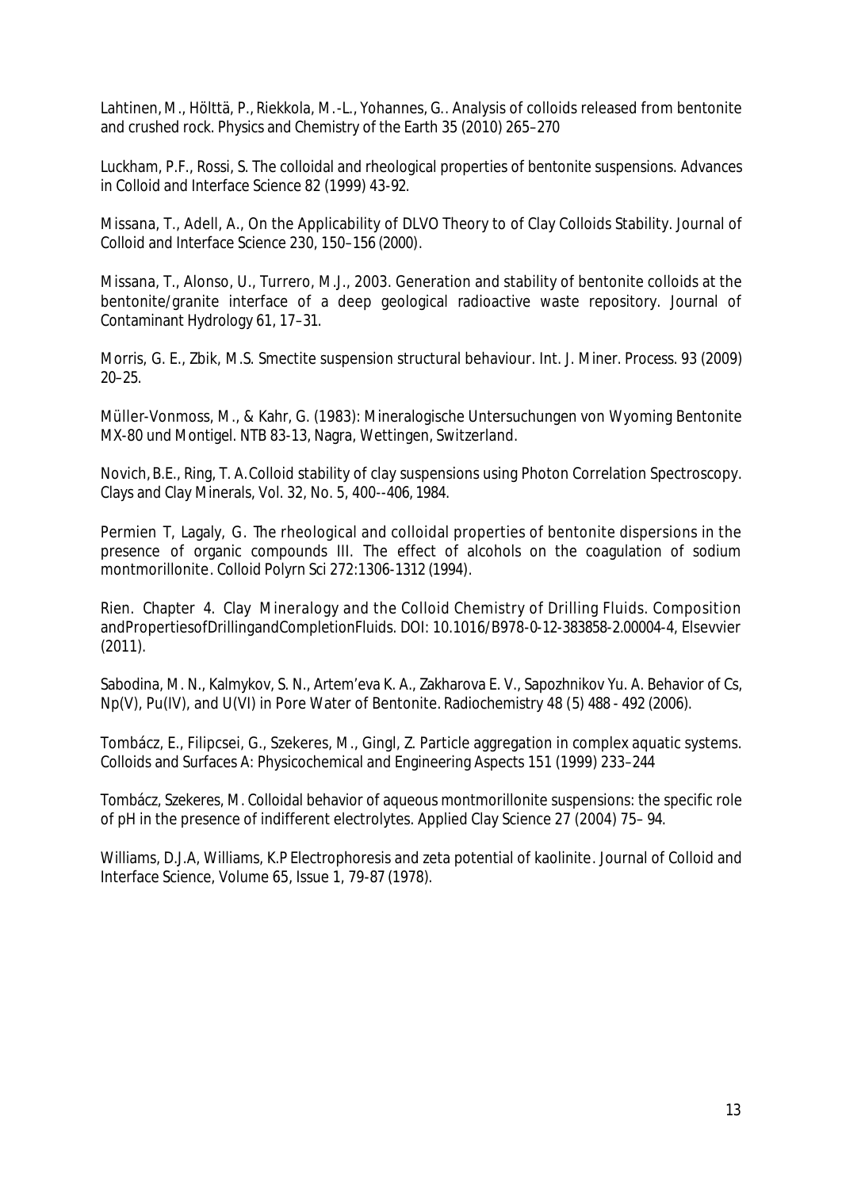Lahtinen, M., Hölttä, P., Riekkola, M.-L., Yohannes, G.. Analysis of colloids released from bentonite and crushed rock. Physics and Chemistry of the Earth 35 (2010) 265–270

Luckham, P.F., Rossi, S. The colloidal and rheological properties of bentonite suspensions. Advances in Colloid and Interface Science 82 (1999) 43-92.

Missana, T., Adell, A., On the Applicability of DLVO Theory to of Clay Colloids Stability. Journal of Colloid and Interface Science 230, 150–156 (2000).

Missana, T., Alonso, U., Turrero, M.J., 2003. Generation and stability of bentonite colloids at the bentonite/granite interface of a deep geological radioactive waste repository. Journal of Contaminant Hydrology 61, 17–31.

Morris, G. E., Zbik, M.S. Smectite suspension structural behaviour. Int. J. Miner. Process. 93 (2009) 20–25.

Müller-Vonmoss, M., & Kahr, G. (1983): Mineralogische Untersuchungen von Wyoming Bentonite MX-80 und Montigel. NTB 83-13, Nagra, Wettingen, Switzerland.

Novich, B.E., Ring, T. A. Colloid stability of clay suspensions using Photon Correlation Spectroscopy. Clays and Clay Minerals, Vol. 32, No. 5, 400--406, 1984.

Permien T, Lagaly, G. The rheological and colloidal properties of bentonite dispersions in the presence of organic compounds III. The effect of alcohols on the coagulation of sodium montmorillonite. Colloid Polyrn Sci 272:1306-1312 (1994).

Rien. Chapter 4. Clay Mineralogy and the Colloid Chemistry of Drilling Fluids. Composition andPropertiesofDrillingandCompletionFluids. DOI: 10.1016/B978-0-12-383858-2.00004-4, Elsevvier (2011).

Sabodina, M. N., Kalmykov, S. N., Artem'eva K. A., Zakharova E. V., Sapozhnikov Yu. A. Behavior of Cs, Np(V), Pu(IV), and U(VI) in Pore Water of Bentonite. Radiochemistry 48 (5) 488 - 492 (2006).

Tombácz, E., Filipcsei, G., Szekeres, M., Gingl, Z. Particle aggregation in complex aquatic systems. Colloids and Surfaces A: Physicochemical and Engineering Aspects 151 (1999) 233–244

Tombácz, Szekeres, M. Colloidal behavior of aqueous montmorillonite suspensions: the specific role of pH in the presence of indifferent electrolytes. Applied Clay Science 27 (2004) 75– 94.

Williams, D.J.A, Williams, K.P Electrophoresis and zeta potential of kaolinite. Journal of Colloid and Interface Science, Volume 65, Issue 1, 79-87 (1978).